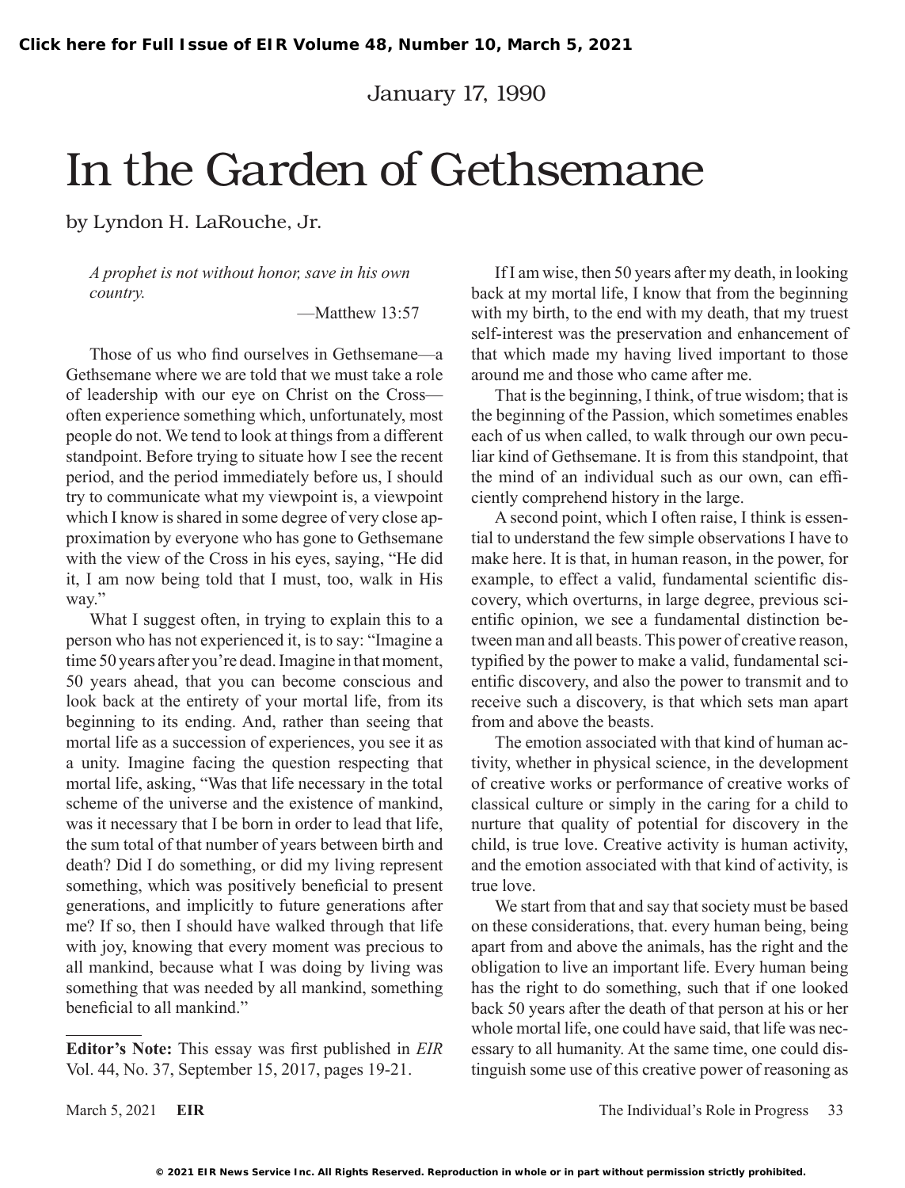January 17, 1990

# In the Garden of Gethsemane

by Lyndon H. LaRouche, Jr.

> *A prophet is not without honor, save in his own country.*
>
> —Matthew 13:57

Those of us who find ourselves in Gethsemane—a Gethsemane where we are told that we must take a role of leadership with our eye on Christ on the Cross—often experience something which, unfortunately, most people do not. We tend to look at things from a different standpoint. Before trying to situate how I see the recent period, and the period immediately before us, I should try to communicate what my viewpoint is, a viewpoint which I know is shared in some degree of very close approximation by everyone who has gone to Gethsemane with the view of the Cross in his eyes, saying, "He did it, I am now being told that I must, too, walk in His way."

What I suggest often, in trying to explain this to a person who has not experienced it, is to say: "Imagine a time 50 years after you're dead. Imagine in that moment, 50 years ahead, that you can become conscious and look back at the entirety of your mortal life, from its beginning to its ending. And, rather than seeing that mortal life as a succession of experiences, you see it as a unity. Imagine facing the question respecting that mortal life, asking, "Was that life necessary in the total scheme of the universe and the existence of mankind, was it necessary that I be born in order to lead that life, the sum total of that number of years between birth and death? Did I do something, or did my living represent something, which was positively beneficial to present generations, and implicitly to future generations after me? If so, then I should have walked through that life with joy, knowing that every moment was precious to all mankind, because what I was doing by living was something that was needed by all mankind, something beneficial to all mankind."

If I am wise, then 50 years after my death, in looking back at my mortal life, I know that from the beginning with my birth, to the end with my death, that my truest self-interest was the preservation and enhancement of that which made my having lived important to those around me and those who came after me.

That is the beginning, I think, of true wisdom; that is the beginning of the Passion, which sometimes enables each of us when called, to walk through our own peculiar kind of Gethsemane. It is from this standpoint, that the mind of an individual such as our own, can efficiently comprehend history in the large.

A second point, which I often raise, I think is essential to understand the few simple observations I have to make here. It is that, in human reason, in the power, for example, to effect a valid, fundamental scientific discovery, which overturns, in large degree, previous scientific opinion, we see a fundamental distinction between man and all beasts. This power of creative reason, typified by the power to make a valid, fundamental scientific discovery, and also the power to transmit and to receive such a discovery, is that which sets man apart from and above the beasts.

The emotion associated with that kind of human activity, whether in physical science, in the development of creative works or performance of creative works of classical culture or simply in the caring for a child to nurture that quality of potential for discovery in the child, is true love. Creative activity is human activity, and the emotion associated with that kind of activity, is true love.

We start from that and say that society must be based on these considerations, that. every human being, being apart from and above the animals, has the right and the obligation to live an important life. Every human being has the right to do something, such that if one looked back 50 years after the death of that person at his or her whole mortal life, one could have said, that life was necessary to all humanity. At the same time, one could distinguish some use of this creative power of reasoning as

---

**Editor's Note:** This essay was first published in *EIR* Vol. 44, No. 37, September 15, 2017, pages 19-21.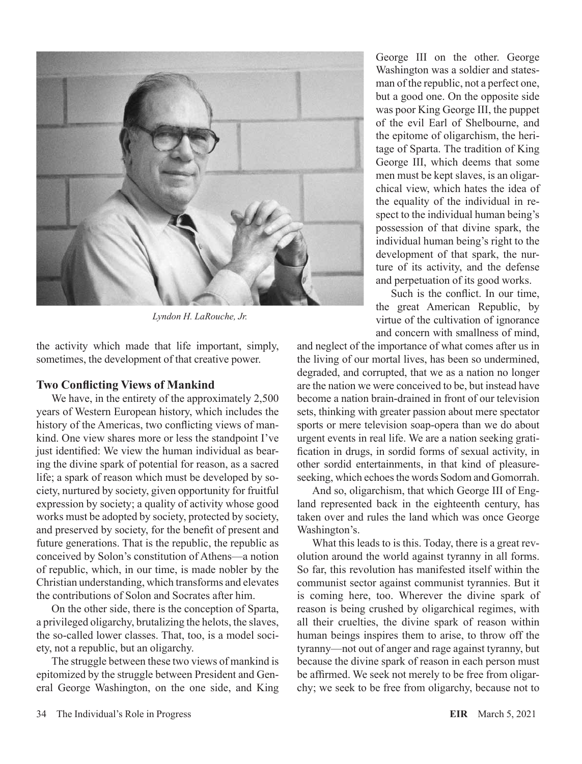Lyndon H. LaRouche, Jr.

the activity which made that life important, simply, sometimes, the development of that creative power.

## Two Conflicting Views of Mankind

We have, in the entirety of the approximately 2,500 years of Western European history, which includes the history of the Americas, two conflicting views of mankind. One view shares more or less the standpoint I've just identified: We view the human individual as bearing the divine spark of potential for reason, as a sacred life; a spark of reason which must be developed by society, nurtured by society, given opportunity for fruitful expression by society; a quality of activity whose good works must be adopted by society, protected by society, and preserved by society, for the benefit of present and future generations. That is the republic, the republic as conceived by Solon's constitution of Athens—a notion of republic, which, in our time, is made nobler by the Christian understanding, which transforms and elevates the contributions of Solon and Socrates after him.

On the other side, there is the conception of Sparta, a privileged oligarchy, brutalizing the helots, the slaves, the so-called lower classes. That, too, is a model society, not a republic, but an oligarchy.

The struggle between these two views of mankind is epitomized by the struggle between President and General George Washington, on the one side, and King George III on the other. George Washington was a soldier and statesman of the republic, not a perfect one, but a good one. On the opposite side was poor King George III, the puppet of the evil Earl of Shelbourne, and the epitome of oligarchism, the heritage of Sparta. The tradition of King George III, which deems that some men must be kept slaves, is an oligarchical view, which hates the idea of the equality of the individual in respect to the individual human being's possession of that divine spark, the individual human being's right to the development of that spark, the nurture of its activity, and the defense and perpetuation of its good works.

Such is the conflict. In our time, the great American Republic, by virtue of the cultivation of ignorance and concern with smallness of mind, and neglect of the importance of what comes after us in the living of our mortal lives, has been so undermined, degraded, and corrupted, that we as a nation no longer are the nation we were conceived to be, but instead have become a nation brain-drained in front of our television sets, thinking with greater passion about mere spectator sports or mere television soap-opera than we do about urgent events in real life. We are a nation seeking gratification in drugs, in sordid forms of sexual activity, in other sordid entertainments, in that kind of pleasure-seeking, which echoes the words Sodom and Gomorrah.

And so, oligarchism, that which George III of England represented back in the eighteenth century, has taken over and rules the land which was once George Washington's.

What this leads to is this. Today, there is a great revolution around the world against tyranny in all forms. So far, this revolution has manifested itself within the communist sector against communist tyrannies. But it is coming here, too. Wherever the divine spark of reason is being crushed by oligarchical regimes, with all their cruelties, the divine spark of reason within human beings inspires them to arise, to throw off the tyranny—not out of anger and rage against tyranny, but because the divine spark of reason in each person must be affirmed. We seek not merely to be free from oligarchy; we seek to be free from oligarchy, because not to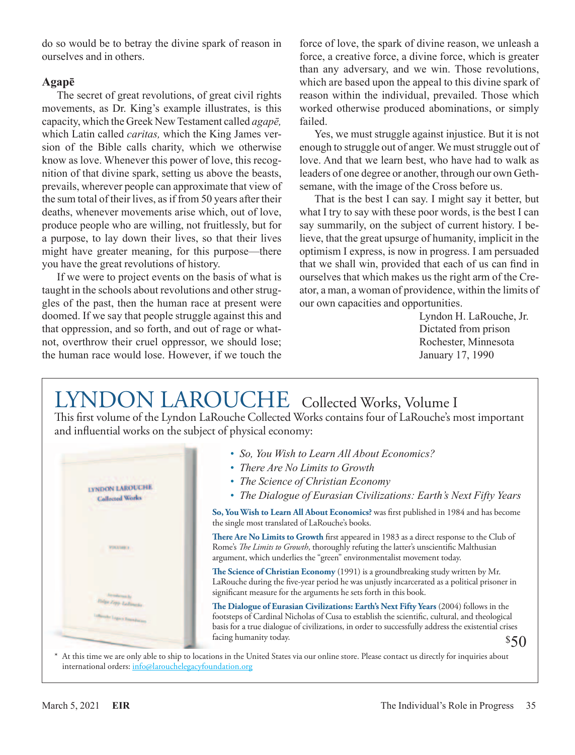do so would be to betray the divine spark of reason in ourselves and in others.

### Agapē

The secret of great revolutions, of great civil rights movements, as Dr. King's example illustrates, is this capacity, which the Greek New Testament called *agapē,* which Latin called *caritas,* which the King James version of the Bible calls charity, which we otherwise know as love. Whenever this power of love, this recognition of that divine spark, setting us above the beasts, prevails, wherever people can approximate that view of the sum total of their lives, as if from 50 years after their deaths, whenever movements arise which, out of love, produce people who are willing, not fruitlessly, but for a purpose, to lay down their lives, so that their lives might have greater meaning, for this purpose—there you have the great revolutions of history.

If we were to project events on the basis of what is taught in the schools about revolutions and other struggles of the past, then the human race at present were doomed. If we say that people struggle against this and that oppression, and so forth, and out of rage or whatnot, overthrow their cruel oppressor, we should lose; the human race would lose. However, if we touch the force of love, the spark of divine reason, we unleash a force, a creative force, a divine force, which is greater than any adversary, and we win. Those revolutions, which are based upon the appeal to this divine spark of reason within the individual, prevailed. Those which worked otherwise produced abominations, or simply failed.

Yes, we must struggle against injustice. But it is not enough to struggle out of anger. We must struggle out of love. And that we learn best, who have had to walk as leaders of one degree or another, through our own Gethsemane, with the image of the Cross before us.

That is the best I can say. I might say it better, but what I try to say with these poor words, is the best I can say summarily, on the subject of current history. I believe, that the great upsurge of humanity, implicit in the optimism I express, is now in progress. I am persuaded that we shall win, provided that each of us can find in ourselves that which makes us the right arm of the Creator, a man, a woman of providence, within the limits of our own capacities and opportunities.

Lyndon H. LaRouche, Jr.
Dictated from prison
Rochester, Minnesota
January 17, 1990

---

# LYNDON LAROUCHE Collected Works, Volume I

This first volume of the Lyndon LaRouche Collected Works contains four of LaRouche's most important and influential works on the subject of physical economy:

- *So, You Wish to Learn All About Economics?*
- *There Are No Limits to Growth*
- *The Science of Christian Economy*
- *The Dialogue of Eurasian Civilizations: Earth's Next Fifty Years*

**So, You Wish to Learn All About Economics?** was first published in 1984 and has become the single most translated of LaRouche's books.

**There Are No Limits to Growth** first appeared in 1983 as a direct response to the Club of Rome's *The Limits to Growth*, thoroughly refuting the latter's unscientific Malthusian argument, which underlies the "green" environmentalist movement today.

**The Science of Christian Economy** (1991) is a groundbreaking study written by Mr. LaRouche during the five-year period he was unjustly incarcerated as a political prisoner in significant measure for the arguments he sets forth in this book.

**The Dialogue of Eurasian Civilizations: Earth's Next Fifty Years** (2004) follows in the footsteps of Cardinal Nicholas of Cusa to establish the scientific, cultural, and theological basis for a true dialogue of civilizations, in order to successfully address the existential crises facing humanity today.

$50

\* At this time we are only able to ship to locations in the United States via our online store. Please contact us directly for inquiries about international orders: info@larouchelegacyfoundation.org